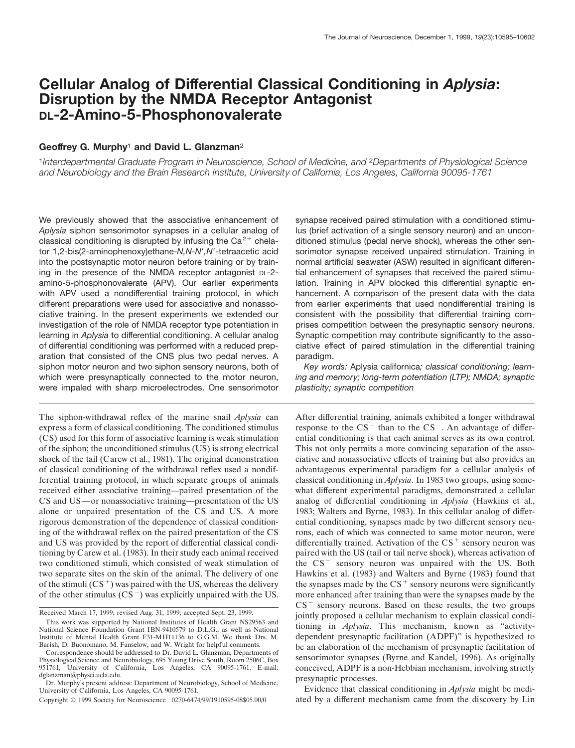# Cellular Analog of Differential Classical Conditioning in *Aplysia*: Disruption by the NMDA Receptor Antagonist DL-2-Amino-5-Phosphonovalerate

**Geoffrey G. Murphy[1] and David L. Glanzman[2]**

[1]*Interdepartmental Graduate Program in Neuroscience, School of Medicine, and* [2]*Departments of Physiological Science and Neurobiology and the Brain Research Institute, University of California, Los Angeles, California 90095-1761*

We previously showed that the associative enhancement of *Aplysia* siphon sensorimotor synapses in a cellular analog of classical conditioning is disrupted by infusing the $Ca^{2+}$ chelator 1,2-bis(2-aminophenoxy)ethane-*N,N-N′,N′*-tetraacetic acid into the postsynaptic motor neuron before training or by training in the presence of the NMDA receptor antagonist DL-2-amino-5-phosphonovalerate (APV). Our earlier experiments with APV used a nondifferential training protocol, in which different preparations were used for associative and nonassociative training. In the present experiments we extended our investigation of the role of NMDA receptor type potentiation in learning in *Aplysia* to differential conditioning. A cellular analog of differential conditioning was performed with a reduced preparation that consisted of the CNS plus two pedal nerves. A siphon motor neuron and two siphon sensory neurons, both of which were presynaptically connected to the motor neuron, were impaled with sharp microelectrodes. One sensorimotor synapse received paired stimulation with a conditioned stimulus (brief activation of a single sensory neuron) and an unconditioned stimulus (pedal nerve shock), whereas the other sensorimotor synapse received unpaired stimulation. Training in normal artificial seawater (ASW) resulted in significant differential enhancement of synapses that received the paired stimulation. Training in APV blocked this differential synaptic enhancement. A comparison of the present data with the data from earlier experiments that used nondifferential training is consistent with the possibility that differential training comprises competition between the presynaptic sensory neurons. Synaptic competition may contribute significantly to the associative effect of paired stimulation in the differential training paradigm.

*Key words:* Aplysia californica*; classical conditioning; learning and memory; long-term potentiation (LTP); NMDA; synaptic plasticity; synaptic competition*

The siphon-withdrawal reflex of the marine snail *Aplysia* can express a form of classical conditioning. The conditioned stimulus (CS) used for this form of associative learning is weak stimulation of the siphon; the unconditioned stimulus (US) is strong electrical shock of the tail (Carew et al., 1981). The original demonstration of classical conditioning of the withdrawal reflex used a nondifferential training protocol, in which separate groups of animals received either associative training—paired presentation of the CS and US—or nonassociative training—presentation of the US alone or unpaired presentation of the CS and US. A more rigorous demonstration of the dependence of classical conditioning of the withdrawal reflex on the paired presentation of the CS and US was provided by the report of differential classical conditioning by Carew et al. (1983). In their study each animal received two conditioned stimuli, which consisted of weak stimulation of two separate sites on the skin of the animal. The delivery of one of the stimuli ($CS^+$) was paired with the US, whereas the delivery of the other stimulus ($CS^-$) was explicitly unpaired with the US. After differential training, animals exhibited a longer withdrawal response to the $CS^+$ than to the $CS^-$. An advantage of differential conditioning is that each animal serves as its own control. This not only permits a more convincing separation of the associative and nonassociative effects of training but also provides an advantageous experimental paradigm for a cellular analysis of classical conditioning in *Aplysia*. In 1983 two groups, using somewhat different experimental paradigms, demonstrated a cellular analog of differential conditioning in *Aplysia* (Hawkins et al., 1983; Walters and Byrne, 1983). In this cellular analog of differential conditioning, synapses made by two different sensory neurons, each of which was connected to same motor neuron, were differentially trained. Activation of the $CS^+$ sensory neuron was paired with the US (tail or tail nerve shock), whereas activation of the $CS^-$ sensory neuron was unpaired with the US. Both Hawkins et al. (1983) and Walters and Byrne (1983) found that the synapses made by the $CS^+$ sensory neurons were significantly more enhanced after training than were the synapses made by the $CS^-$ sensory neurons. Based on these results, the two groups jointly proposed a cellular mechanism to explain classical conditioning in *Aplysia*. This mechanism, known as "activity-dependent presynaptic facilitation (ADPF)" is hypothesized to be an elaboration of the mechanism of presynaptic facilitation of sensorimotor synapses (Byrne and Kandel, 1996). As originally conceived, ADPF is a non-Hebbian mechanism, involving strictly presynaptic processes.

Evidence that classical conditioning in *Aplysia* might be mediated by a different mechanism came from the discovery by Lin

Received March 17, 1999; revised Aug. 31, 1999; accepted Sept. 23, 1999.

This work was supported by National Institutes of Health Grant NS29563 and National Science Foundation Grant IBN-9410579 to D.L.G., as well as National Institute of Mental Health Grant F31-MH11136 to G.G.M. We thank Drs. M. Barish, D. Buonomano, M. Fanselow, and W. Wright for helpful comments.

Correspondence should be addressed to Dr. David L. Glanzman, Departments of Physiological Science and Neurobiology, 695 Young Drive South, Room 2506C, Box 951761, University of California, Los Angeles, CA 90095-1761. E-mail: dglanzman@physci.ucla.edu.

Dr. Murphy's present address: Department of Neurobiology, School of Medicine, University of California, Los Angeles, CA 90095-1761.

Copyright © 1999 Society for Neuroscience 0270-6474/99/1910595-08$05.00/0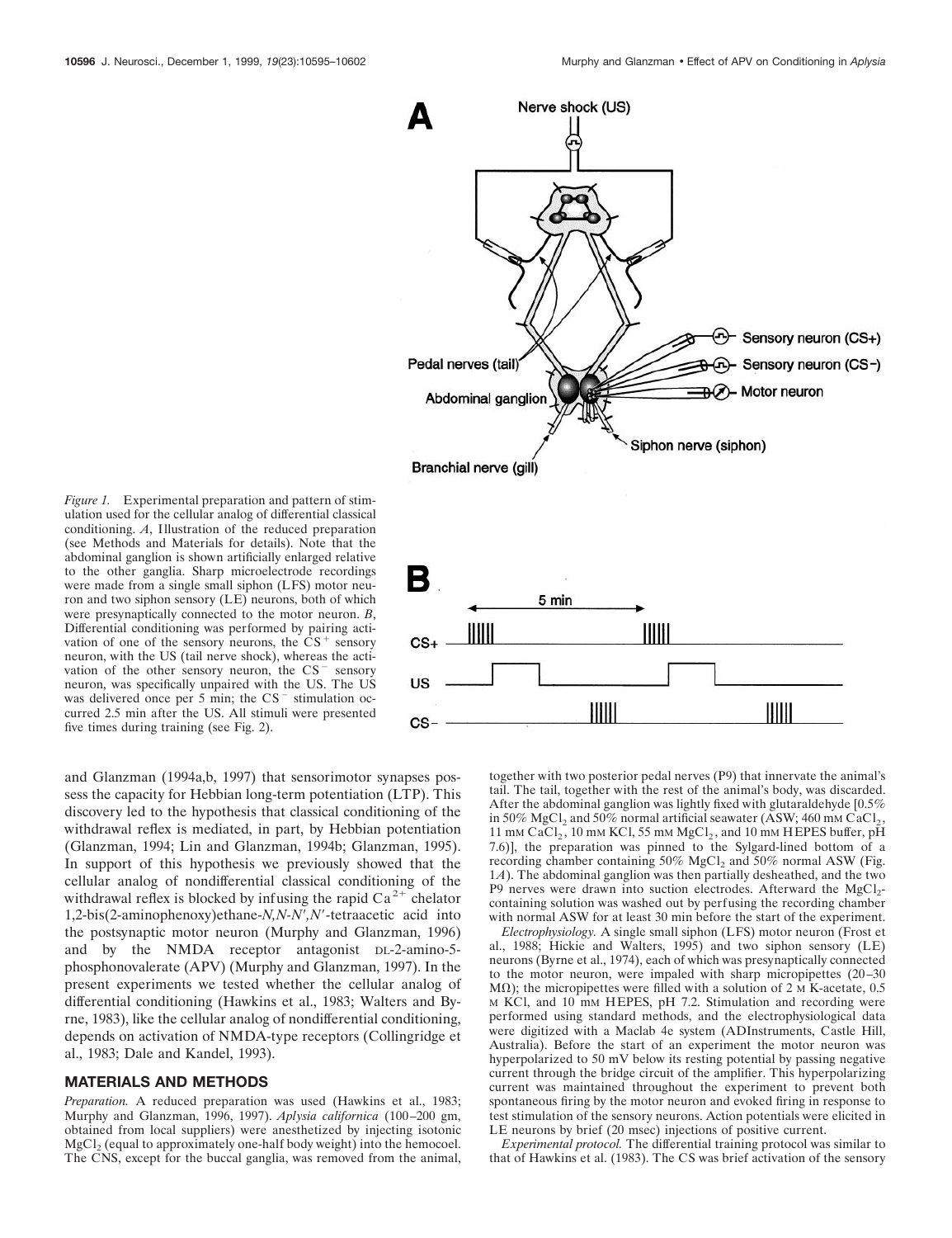*Figure 1.* Experimental preparation and pattern of stimulation used for the cellular analog of differential classical conditioning. *A*, Illustration of the reduced preparation (see Methods and Materials for details). Note that the abdominal ganglion is shown artificially enlarged relative to the other ganglia. Sharp microelectrode recordings were made from a single small siphon (LFS) motor neuron and two siphon sensory (LE) neurons, both of which were presynaptically connected to the motor neuron. *B*, Differential conditioning was performed by pairing activation of one of the sensory neurons, the $CS^+$ sensory neuron, with the US (tail nerve shock), whereas the activation of the other sensory neuron, the $CS^-$ sensory neuron, was specifically unpaired with the US. The US was delivered once per 5 min; the $CS^-$ stimulation occurred 2.5 min after the US. All stimuli were presented five times during training (see Fig. 2).

and Glanzman (1994a,b, 1997) that sensorimotor synapses possess the capacity for Hebbian long-term potentiation (LTP). This discovery led to the hypothesis that classical conditioning of the withdrawal reflex is mediated, in part, by Hebbian potentiation (Glanzman, 1994; Lin and Glanzman, 1994b; Glanzman, 1995). In support of this hypothesis we previously showed that the cellular analog of nondifferential classical conditioning of the withdrawal reflex is blocked by infusing the rapid $Ca^{2+}$ chelator 1,2-bis(2-aminophenoxy)ethane-*N,N-N′,N′*-tetraacetic acid into the postsynaptic motor neuron (Murphy and Glanzman, 1996) and by the NMDA receptor antagonist DL-2-amino-5-phosphonovalerate (APV) (Murphy and Glanzman, 1997). In the present experiments we tested whether the cellular analog of differential conditioning (Hawkins et al., 1983; Walters and Byrne, 1983), like the cellular analog of nondifferential conditioning, depends on activation of NMDA-type receptors (Collingridge et al., 1983; Dale and Kandel, 1993).

## MATERIALS AND METHODS

*Preparation.* A reduced preparation was used (Hawkins et al., 1983; Murphy and Glanzman, 1996, 1997). *Aplysia californica* (100–200 gm, obtained from local suppliers) were anesthetized by injecting isotonic $MgCl_2$ (equal to approximately one-half body weight) into the hemocoel. The CNS, except for the buccal ganglia, was removed from the animal, together with two posterior pedal nerves (P9) that innervate the animal's tail. The tail, together with the rest of the animal's body, was discarded. After the abdominal ganglion was lightly fixed with glutaraldehyde [0.5% in 50% $MgCl_2$ and 50% normal artificial seawater (ASW; 460 mM $CaCl_2$, 11 mM $CaCl_2$, 10 mM KCl, 55 mM $MgCl_2$, and 10 mM HEPES buffer, pH 7.6)], the preparation was pinned to the Sylgard-lined bottom of a recording chamber containing 50% $MgCl_2$ and 50% normal ASW (Fig. 1*A*). The abdominal ganglion was then partially desheathed, and the two P9 nerves were drawn into suction electrodes. Afterward the $MgCl_2$-containing solution was washed out by perfusing the recording chamber with normal ASW for at least 30 min before the start of the experiment.

*Electrophysiology.* A single small siphon (LFS) motor neuron (Frost et al., 1988; Hickie and Walters, 1995) and two siphon sensory (LE) neurons (Byrne et al., 1974), each of which was presynaptically connected to the motor neuron, were impaled with sharp micropipettes (20–30 MΩ); the micropipettes were filled with a solution of 2 M K-acetate, 0.5 M KCl, and 10 mM HEPES, pH 7.2. Stimulation and recording were performed using standard methods, and the electrophysiological data were digitized with a Maclab 4e system (ADInstruments, Castle Hill, Australia). Before the start of an experiment the motor neuron was hyperpolarized to 50 mV below its resting potential by passing negative current through the bridge circuit of the amplifier. This hyperpolarizing current was maintained throughout the experiment to prevent both spontaneous firing by the motor neuron and evoked firing in response to test stimulation of the sensory neurons. Action potentials were elicited in LE neurons by brief (20 msec) injections of positive current.

*Experimental protocol.* The differential training protocol was similar to that of Hawkins et al. (1983). The CS was brief activation of the sensory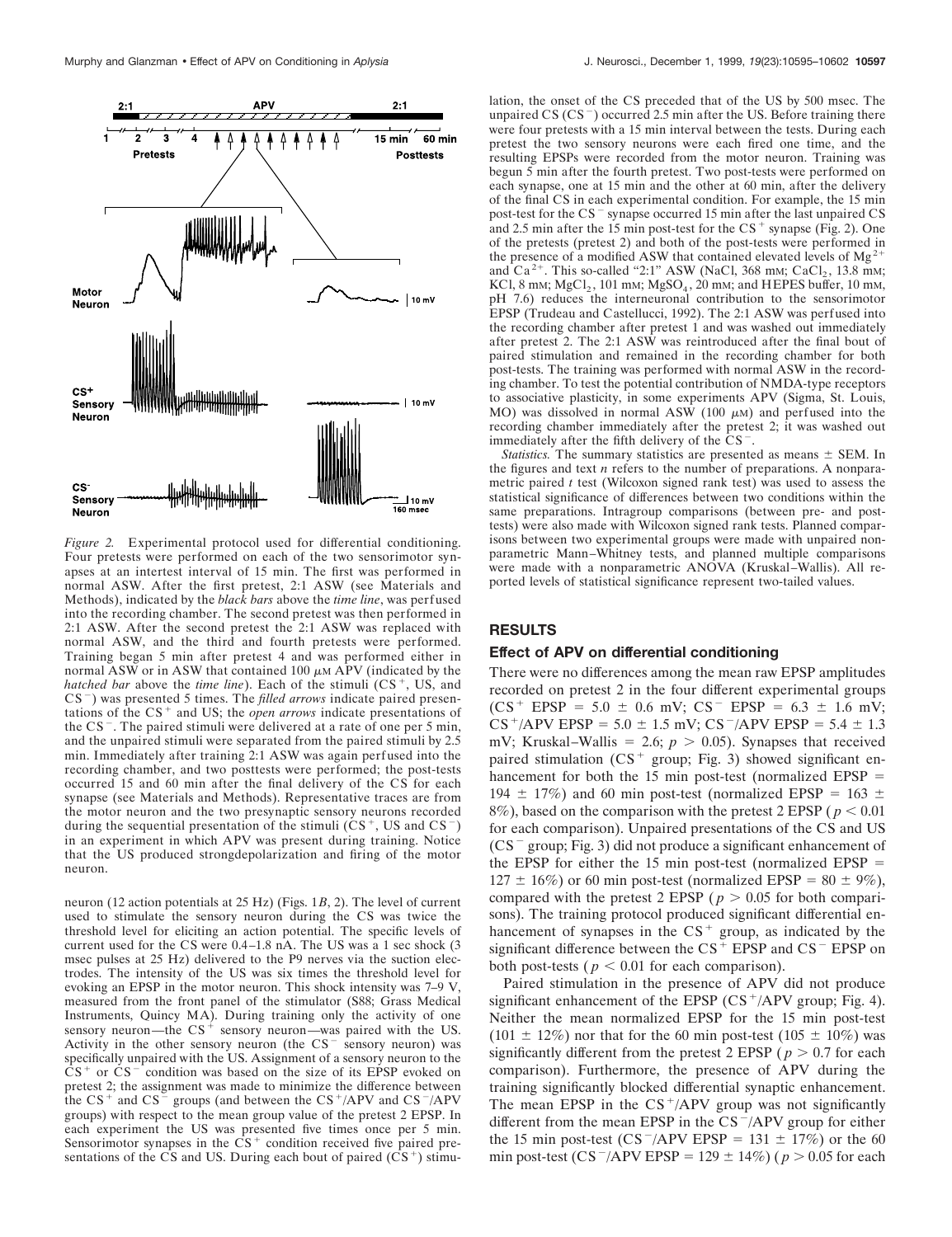*Figure 2.* Experimental protocol used for differential conditioning. Four pretests were performed on each of the two sensorimotor synapses at an intertest interval of 15 min. The first was performed in normal ASW. After the first pretest, 2:1 ASW (see Materials and Methods), indicated by the *black bars* above the *time line*, was perfused into the recording chamber. The second pretest was then performed in 2:1 ASW. After the second pretest the 2:1 ASW was replaced with normal ASW, and the third and fourth pretests were performed. Training began 5 min after pretest 4 and was performed either in normal ASW or in ASW that contained 100 μM APV (indicated by the *hatched bar* above the *time line*). Each of the stimuli ($CS^+$, US, and $CS^-$) was presented 5 times. The *filled arrows* indicate paired presentations of the $CS^+$ and US; the *open arrows* indicate presentations of the $CS^-$. The paired stimuli were delivered at a rate of one per 5 min, and the unpaired stimuli were separated from the paired stimuli by 2.5 min. Immediately after training 2:1 ASW was again perfused into the recording chamber, and two posttests were performed; the post-tests occurred 15 and 60 min after the final delivery of the CS for each synapse (see Materials and Methods). Representative traces are from the motor neuron and the two presynaptic sensory neurons recorded during the sequential presentation of the stimuli ($CS^+$, US and $CS^-$) in an experiment in which APV was present during training. Notice that the US produced strongdepolarization and firing of the motor neuron.

neuron (12 action potentials at 25 Hz) (Figs. 1*B*, 2). The level of current used to stimulate the sensory neuron during the CS was twice the threshold level for eliciting an action potential. The specific levels of current used for the CS were 0.4–1.8 nA. The US was a 1 sec shock (3 msec pulses at 25 Hz) delivered to the P9 nerves via the suction electrodes. The intensity of the US was six times the threshold level for evoking an EPSP in the motor neuron. This shock intensity was 7–9 V, measured from the front panel of the stimulator (S88; Grass Medical Instruments, Quincy MA). During training only the activity of one sensory neuron—the $CS^+$ sensory neuron—was paired with the US. Activity in the other sensory neuron (the $CS^-$ sensory neuron) was specifically unpaired with the US. Assignment of a sensory neuron to the $CS^+$ or $CS^-$ condition was based on the size of its EPSP evoked on pretest 2; the assignment was made to minimize the difference between the $CS^+$ and $CS^-$ groups (and between the $CS^+$/APV and $CS^-$/APV groups) with respect to the mean group value of the pretest 2 EPSP. In each experiment the US was presented five times once per 5 min. Sensorimotor synapses in the $CS^+$ condition received five paired presentations of the CS and US. During each bout of paired ($CS^+$) stimulation, the onset of the CS preceded that of the US by 500 msec. The unpaired CS ($CS^-$) occurred 2.5 min after the US. Before training there were four pretests with a 15 min interval between the tests. During each pretest the two sensory neurons were each fired one time, and the resulting EPSPs were recorded from the motor neuron. Training was begun 5 min after the fourth pretest. Two post-tests were performed on each synapse, one at 15 min and the other at 60 min, after the delivery of the final CS in each experimental condition. For example, the 15 min post-test for the $CS^-$ synapse occurred 15 min after the last unpaired CS and 2.5 min after the 15 min post-test for the $CS^+$ synapse (Fig. 2). One of the pretests (pretest 2) and both of the post-tests were performed in the presence of a modified ASW that contained elevated levels of $Mg^{2+}$ and $Ca^{2+}$. This so-called "2:1" ASW (NaCl, 368 mM; $CaCl_2$, 13.8 mM; KCl, 8 mM; $MgCl_2$, 101 mM; $MgSO_4$, 20 mM; and HEPES buffer, 10 mM, pH 7.6) reduces the interneuronal contribution to the sensorimotor EPSP (Trudeau and Castellucci, 1992). The 2:1 ASW was perfused into the recording chamber after pretest 1 and was washed out immediately after pretest 2. The 2:1 ASW was reintroduced after the final bout of paired stimulation and remained in the recording chamber for both post-tests. The training was performed with normal ASW in the recording chamber. To test the potential contribution of NMDA-type receptors to associative plasticity, in some experiments APV (Sigma, St. Louis, MO) was dissolved in normal ASW (100 μM) and perfused into the recording chamber immediately after the pretest 2; it was washed out immediately after the fifth delivery of the $CS^-$.

*Statistics.* The summary statistics are presented as means ± SEM. In the figures and text *n* refers to the number of preparations. A nonparametric paired *t* test (Wilcoxon signed rank test) was used to assess the statistical significance of differences between two conditions within the same preparations. Intragroup comparisons (between pre- and post-tests) were also made with Wilcoxon signed rank tests. Planned comparisons between two experimental groups were made with unpaired nonparametric Mann–Whitney tests, and planned multiple comparisons were made with a nonparametric ANOVA (Kruskal–Wallis). All reported levels of statistical significance represent two-tailed values.

## RESULTS

### Effect of APV on differential conditioning

There were no differences among the mean raw EPSP amplitudes recorded on pretest 2 in the four different experimental groups ($CS^+$ EPSP = 5.0 ± 0.6 mV; $CS^-$ EPSP = 6.3 ± 1.6 mV; $CS^+$/APV EPSP = 5.0 ± 1.5 mV; $CS^-$/APV EPSP = 5.4 ± 1.3 mV; Kruskal–Wallis = 2.6; $p > 0.05$). Synapses that received paired stimulation ($CS^+$ group; Fig. 3) showed significant enhancement for both the 15 min post-test (normalized EPSP = 194 ± 17%) and 60 min post-test (normalized EPSP = 163 ± 8%), based on the comparison with the pretest 2 EPSP ($p < 0.01$ for each comparison). Unpaired presentations of the CS and US ($CS^-$ group; Fig. 3) did not produce a significant enhancement of the EPSP for either the 15 min post-test (normalized EPSP = 127 ± 16%) or 60 min post-test (normalized EPSP = 80 ± 9%), compared with the pretest 2 EPSP ($p > 0.05$ for both comparisons). The training protocol produced significant differential enhancement of synapses in the $CS^+$ group, as indicated by the significant difference between the $CS^+$ EPSP and $CS^-$ EPSP on both post-tests ($p < 0.01$ for each comparison).

Paired stimulation in the presence of APV did not produce significant enhancement of the EPSP ($CS^+$/APV group; Fig. 4). Neither the mean normalized EPSP for the 15 min post-test (101 ± 12%) nor that for the 60 min post-test (105 ± 10%) was significantly different from the pretest 2 EPSP ($p > 0.7$ for each comparison). Furthermore, the presence of APV during the training significantly blocked differential synaptic enhancement. The mean EPSP in the $CS^+$/APV group was not significantly different from the mean EPSP in the $CS^-$/APV group for either the 15 min post-test ($CS^-$/APV EPSP = 131 ± 17%) or the 60 min post-test ($CS^-$/APV EPSP = 129 ± 14%) ($p > 0.05$ for each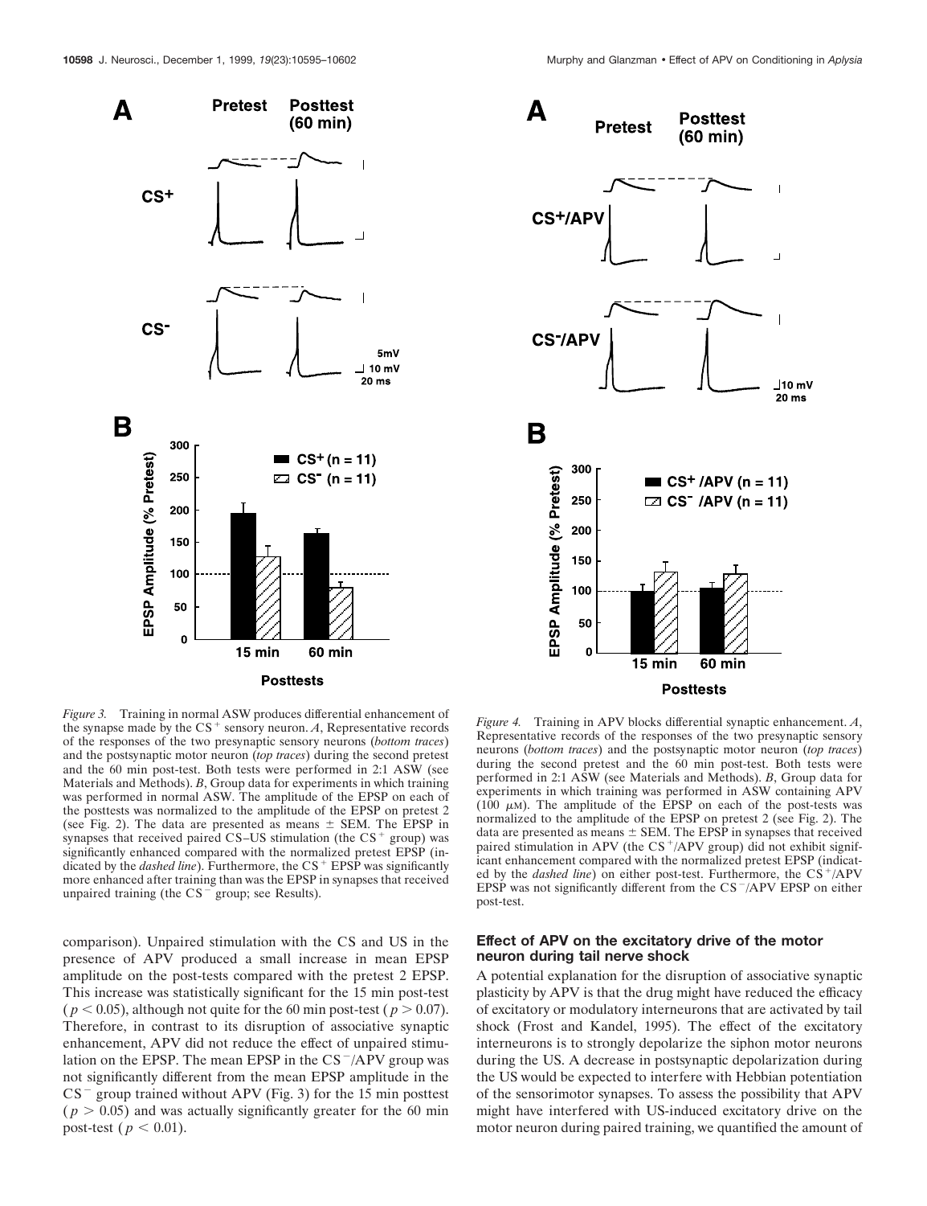*Figure 3.* Training in normal ASW produces differential enhancement of the synapse made by the CS$^+$ sensory neuron. *A*, Representative records of the responses of the two presynaptic sensory neurons (*bottom traces*) and the postsynaptic motor neuron (*top traces*) during the second pretest and the 60 min post-test. Both tests were performed in 2:1 ASW (see Materials and Methods). *B*, Group data for experiments in which training was performed in normal ASW. The amplitude of the EPSP on each of the posttests was normalized to the amplitude of the EPSP on pretest 2 (see Fig. 2). The data are presented as means ± SEM. The EPSP in synapses that received paired CS–US stimulation (the CS$^+$ group) was significantly enhanced compared with the normalized pretest EPSP (indicated by the *dashed line*). Furthermore, the CS$^+$ EPSP was significantly more enhanced after training than was the EPSP in synapses that received unpaired training (the CS$^-$ group; see Results).

*Figure 4.* Training in APV blocks differential synaptic enhancement. *A*, Representative records of the responses of the two presynaptic sensory neurons (*bottom traces*) and the postsynaptic motor neuron (*top traces*) during the second pretest and the 60 min post-test. Both tests were performed in 2:1 ASW (see Materials and Methods). *B*, Group data for experiments in which training was performed in ASW containing APV (100 μM). The amplitude of the EPSP on each of the post-tests was normalized to the amplitude of the EPSP on pretest 2 (see Fig. 2). The data are presented as means ± SEM. The EPSP in synapses that received paired stimulation in APV (the CS$^+$/APV group) did not exhibit significant enhancement compared with the normalized pretest EPSP (indicated by the *dashed line*) on either post-test. Furthermore, the CS$^+$/APV EPSP was not significantly different from the CS$^-$/APV EPSP on either post-test.

comparison). Unpaired stimulation with the CS and US in the presence of APV produced a small increase in mean EPSP amplitude on the post-tests compared with the pretest 2 EPSP. This increase was statistically significant for the 15 min post-test ($p < 0.05$), although not quite for the 60 min post-test ($p > 0.07$). Therefore, in contrast to its disruption of associative synaptic enhancement, APV did not reduce the effect of unpaired stimulation on the EPSP. The mean EPSP in the CS$^-$/APV group was not significantly different from the mean EPSP amplitude in the CS$^-$ group trained without APV (Fig. 3) for the 15 min posttest ($p > 0.05$) and was actually significantly greater for the 60 min post-test ($p < 0.01$).

### Effect of APV on the excitatory drive of the motor neuron during tail nerve shock

A potential explanation for the disruption of associative synaptic plasticity by APV is that the drug might have reduced the efficacy of excitatory or modulatory interneurons that are activated by tail shock (Frost and Kandel, 1995). The effect of the excitatory interneurons is to strongly depolarize the siphon motor neurons during the US. A decrease in postsynaptic depolarization during the US would be expected to interfere with Hebbian potentiation of the sensorimotor synapses. To assess the possibility that APV might have interfered with US-induced excitatory drive on the motor neuron during paired training, we quantified the amount of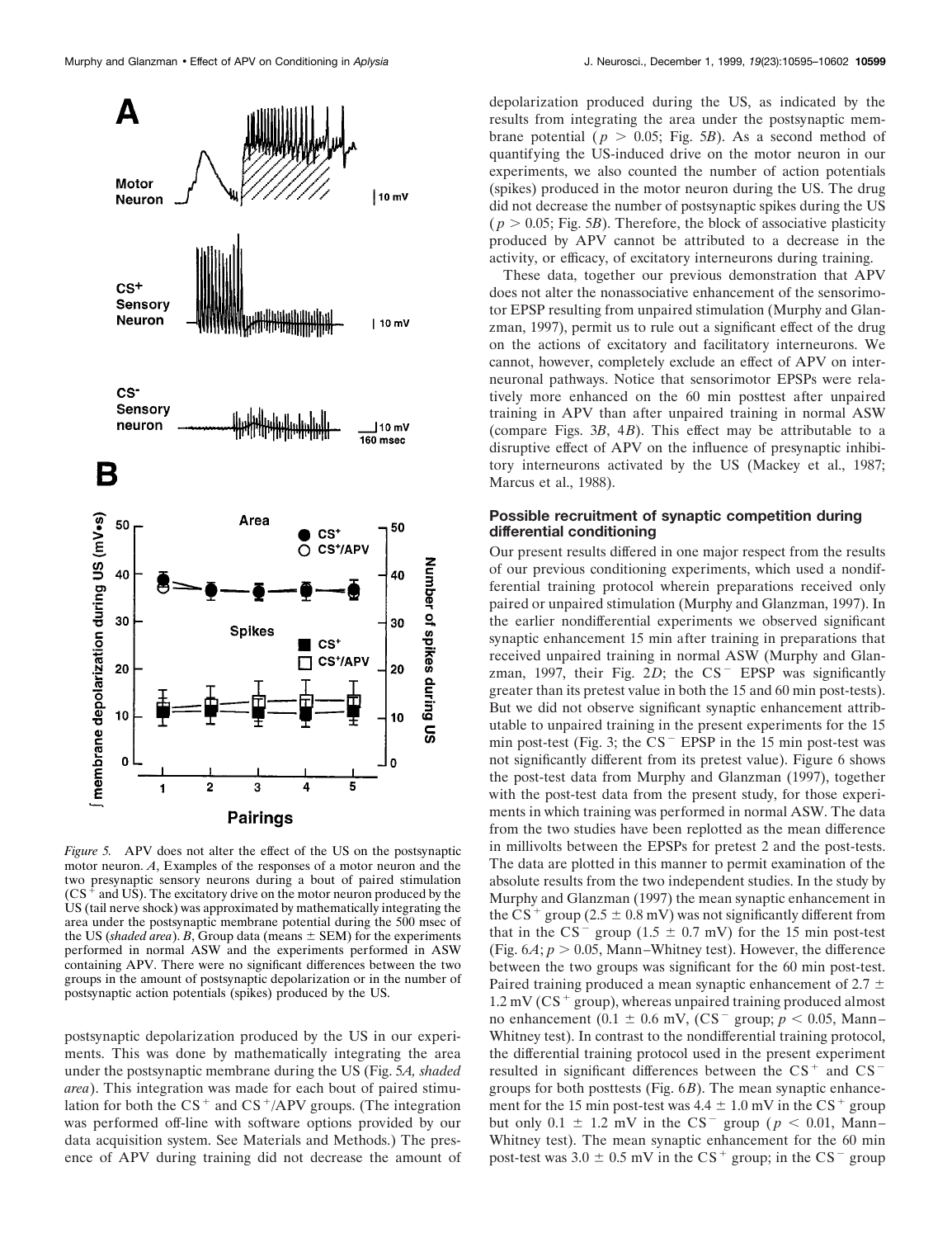*Figure 5.* APV does not alter the effect of the US on the postsynaptic motor neuron. *A*, Examples of the responses of a motor neuron and the two presynaptic sensory neurons during a bout of paired stimulation ($CS^+$ and US). The excitatory drive on the motor neuron produced by the US (tail nerve shock) was approximated by mathematically integrating the area under the postsynaptic membrane potential during the 500 msec of the US (*shaded area*). *B*, Group data (means ± SEM) for the experiments performed in normal ASW and the experiments performed in ASW containing APV. There were no significant differences between the two groups in the amount of postsynaptic depolarization or in the number of postsynaptic action potentials (spikes) produced by the US.

postsynaptic depolarization produced by the US in our experiments. This was done by mathematically integrating the area under the postsynaptic membrane for each bout of paired stimulation (Fig. 5*A, shaded area*). This integration was made for each bout of paired stimulation for both the $CS^+$ and $CS^+$/APV groups. (The integration was performed off-line with software options provided by our data acquisition system. See Materials and Methods.) The presence of APV during training did not decrease the amount of depolarization produced during the US, as indicated by the results from integrating the area under the postsynaptic membrane potential ($p > 0.05$; Fig. 5*B*). As a second method of quantifying the US-induced drive on the motor neuron in our experiments, we also counted the number of action potentials (spikes) produced in the motor neuron during the US. The drug did not decrease the number of postsynaptic spikes during the US ($p > 0.05$; Fig. 5*B*). Therefore, the block of associative plasticity produced by APV cannot be attributed to a decrease in the activity, or efficacy, of excitatory interneurons during training.

These data, together our previous demonstration that APV does not alter the nonassociative enhancement of the sensorimotor EPSP resulting from unpaired stimulation (Murphy and Glanzman, 1997), permit us to rule out a significant effect of the drug on the actions of excitatory and facilitatory interneurons. We cannot, however, completely exclude an effect of APV on interneuronal pathways. Notice that sensorimotor EPSPs were relatively more enhanced on the 60 min posttest after unpaired training in APV than after unpaired training in normal ASW (compare Figs. 3*B*, 4*B*). This effect may be attributable to a disruptive effect of APV on the influence of presynaptic inhibitory interneurons activated by the US (Mackey et al., 1987; Marcus et al., 1988).

### Possible recruitment of synaptic competition during differential conditioning

Our present results differed in one major respect from the results of our previous conditioning experiments, which used a nondifferential training protocol wherein preparations received only paired or unpaired stimulation (Murphy and Glanzman, 1997). In the earlier nondifferential experiments we observed significant synaptic enhancement 15 min after training in preparations that received unpaired training in normal ASW (Murphy and Glanzman, 1997, their Fig. 2*D*; the $CS^-$ EPSP was significantly greater than its pretest value in both the 15 and 60 min post-tests). But we did not observe significant synaptic enhancement attributable to unpaired training in the present experiments for the 15 min post-test (Fig. 3; the $CS^-$ EPSP in the 15 min post-test was not significantly different from its pretest value). Figure 6 shows the post-test data from Murphy and Glanzman (1997), together with the post-test data from the present study, for those experiments in which training was performed in normal ASW. The data from the two studies have been replotted as the mean difference in millivolts between the EPSPs for pretest 2 and the post-tests. The data are plotted in this manner to permit examination of the absolute results from the two independent studies. In the study by Murphy and Glanzman (1997) the mean synaptic enhancement in the $CS^+$ group (2.5 ± 0.8 mV) was not significantly different from that in the $CS^-$ group (1.5 ± 0.7 mV) for the 15 min post-test (Fig. 6*A*; $p > 0.05$, Mann–Whitney test). However, the difference between the two groups was significant for the 60 min post-test. Paired training produced a mean synaptic enhancement of 2.7 ± 1.2 mV ($CS^+$ group), whereas unpaired training produced almost no enhancement (0.1 ± 0.6 mV, ($CS^-$ group; $p < 0.05$, Mann–Whitney test). In contrast to the nondifferential training protocol, the differential training protocol used in the present experiment resulted in significant differences between the $CS^+$ and $CS^-$ groups for both posttests (Fig. 6*B*). The mean synaptic enhancement for the 15 min post-test was 4.4 ± 1.0 mV in the $CS^+$ group but only 0.1 ± 1.2 mV in the $CS^-$ group ($p < 0.01$, Mann–Whitney test). The mean synaptic enhancement for the 60 min post-test was 3.0 ± 0.5 mV in the $CS^+$ group; in the $CS^-$ group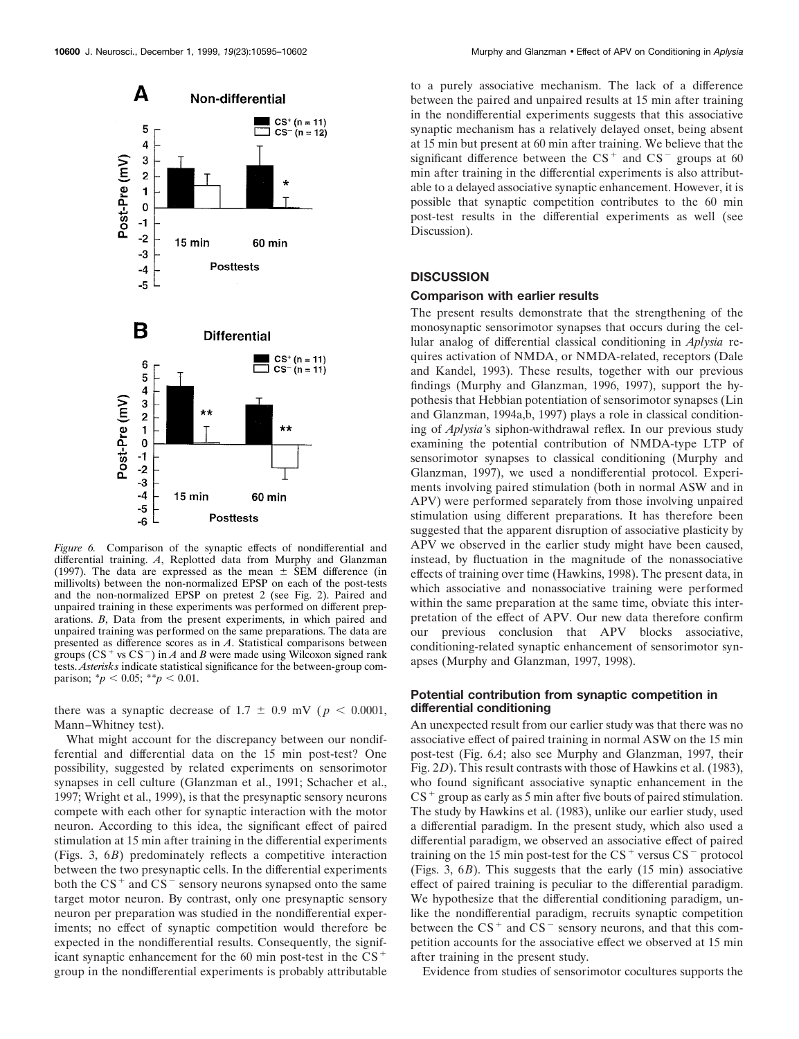*Figure 6.* Comparison of the synaptic effects of nondifferential and differential training. *A*, Replotted data from Murphy and Glanzman (1997). The data are expressed as the mean ± SEM difference (in millivolts) between the non-normalized EPSP on each of the post-tests and the non-normalized EPSP on pretest 2 (see Fig. 2). Paired and unpaired training in these experiments was performed on different preparations. *B*, Data from the present experiments, in which paired and unpaired training was performed on the same preparations. The data are presented as difference scores as in *A*. Statistical comparisons between groups ($CS^+$ vs $CS^-$) in *A* and *B* were made using Wilcoxon signed rank tests. *Asterisks* indicate statistical significance for the between-group comparison; $^*p < 0.05$; $^{**}p < 0.01$.

there was a synaptic decrease of 1.7 ± 0.9 mV ($p < 0.0001$, Mann–Whitney test).

What might account for the discrepancy between our nondifferential and differential data on the 15 min post-test? One possibility, suggested by related experiments on sensorimotor synapses in cell culture (Glanzman et al., 1991; Schacher et al., 1997; Wright et al., 1999), is that the presynaptic sensory neurons compete with each other for synaptic interaction with the motor neuron. According to this idea, the significant effect of paired stimulation at 15 min after training in the differential experiments (Figs. 3, 6*B*) predominately reflects a competitive interaction between the two presynaptic cells. In the differential experiments both the $CS^+$ and $CS^-$ sensory neurons synapsed onto the same target motor neuron. By contrast, only one presynaptic sensory neuron per preparation was studied in the nondifferential experiments; no effect of synaptic competition would therefore be expected in the nondifferential results. Consequently, the significant synaptic enhancement for the 60 min post-test in the $CS^+$ group in the nondifferential experiments is probably attributable to a purely associative mechanism. The lack of a difference between the paired and unpaired results at 15 min after training in the nondifferential experiments suggests that this associative synaptic mechanism has a relatively delayed onset, being absent at 15 min but present at 60 min after training. We believe that the significant difference between the $CS^+$ and $CS^-$ groups at 60 min after training in the differential experiments is also attributable to a delayed associative synaptic enhancement. However, it is possible that synaptic competition contributes to the 60 min post-test results in the differential experiments as well (see Discussion).

## DISCUSSION

### Comparison with earlier results

The present results demonstrate that the strengthening of the monosynaptic sensorimotor synapses that occurs during the cellular analog of differential classical conditioning in *Aplysia* requires activation of NMDA, or NMDA-related, receptors (Dale and Kandel, 1993). These results, together with our previous findings (Murphy and Glanzman, 1996, 1997), support the hypothesis that Hebbian potentiation of sensorimotor synapses (Lin and Glanzman, 1994a,b, 1997) plays a role in classical conditioning of *Aplysia*'s siphon-withdrawal reflex. In our previous study examining the potential contribution of NMDA-type LTP of sensorimotor synapses to classical conditioning (Murphy and Glanzman, 1997), we used a nondifferential protocol. Experiments involving paired stimulation (both in normal ASW and in APV) were performed separately from those involving unpaired stimulation using different preparations. It has therefore been suggested that the apparent disruption of associative plasticity by APV we observed in the earlier study might have been caused, instead, by fluctuation in the magnitude of the nonassociative effects of training over time (Hawkins, 1998). The present data, in which associative and nonassociative training were performed within the same preparation at the same time, obviate this interpretation of the effect of APV. Our new data therefore confirm our previous conclusion that APV blocks associative, conditioning-related synaptic enhancement of sensorimotor synapses (Murphy and Glanzman, 1997, 1998).

### Potential contribution from synaptic competition in differential conditioning

An unexpected result from our earlier study was that there was no associative effect of paired training in normal ASW on the 15 min post-test (Fig. 6*A*; also see Murphy and Glanzman, 1997, their Fig. 2*D*). This result contrasts with those of Hawkins et al. (1983), who found significant associative synaptic enhancement in the $CS^+$ group as early as 5 min after five bouts of paired stimulation. The study by Hawkins et al. (1983), unlike our earlier study, used a differential paradigm. In the present study, which also used a differential paradigm, we observed an associative effect of paired training on the 15 min post-test for the $CS^+$ versus $CS^-$ protocol (Figs. 3, 6*B*). This suggests that the early (15 min) associative effect of paired training is peculiar to the differential paradigm. We hypothesize that the differential conditioning paradigm, unlike the nondifferential paradigm, recruits synaptic competition between the $CS^+$ and $CS^-$ sensory neurons, and that this competition accounts for the associative effect we observed at 15 min after training in the present study.

Evidence from studies of sensorimotor cocultures supports the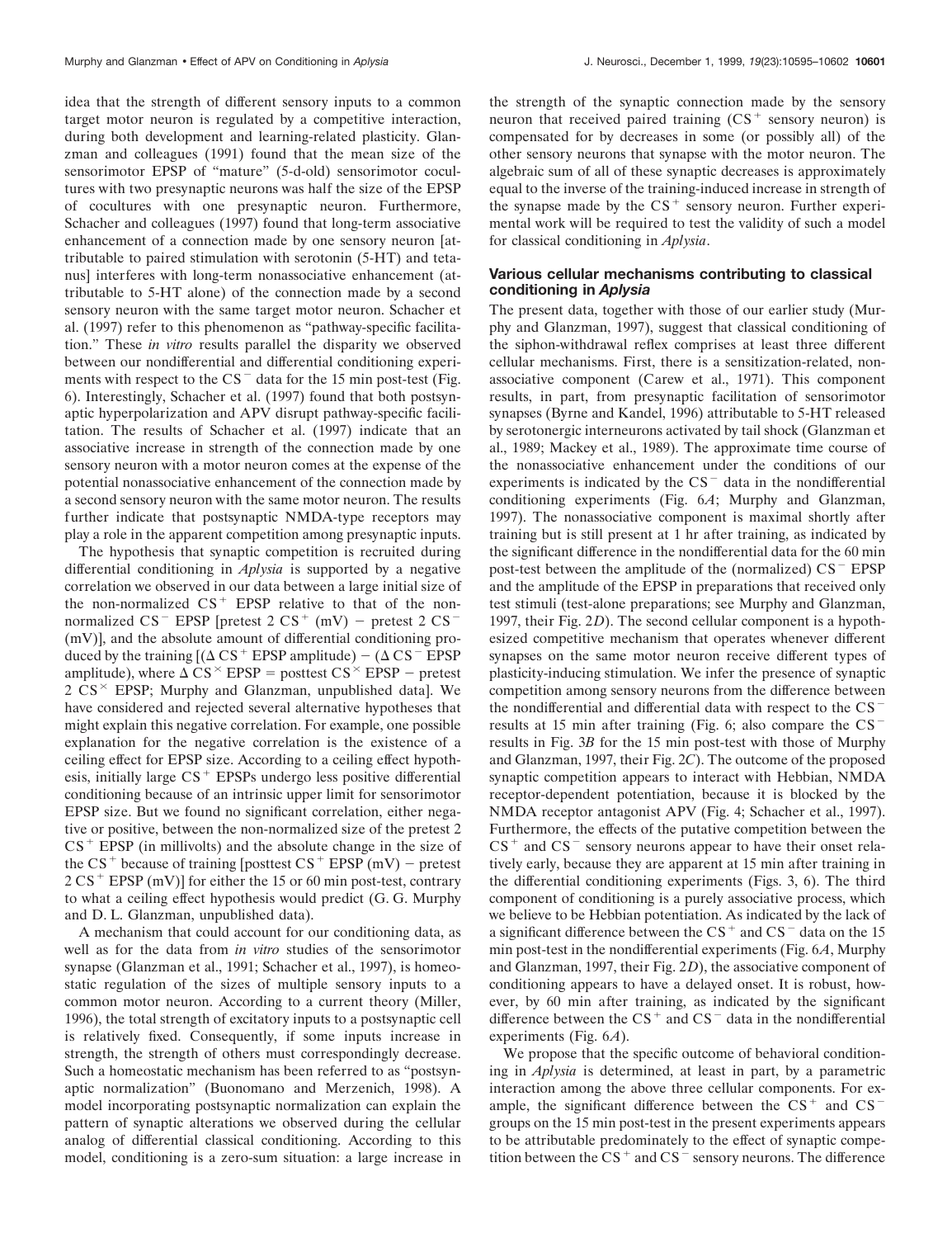idea that the strength of different sensory inputs to a common target motor neuron is regulated by a competitive interaction, during both development and learning-related plasticity. Glanzman and colleagues (1991) found that the mean size of the sensorimotor EPSP of "mature" (5-d-old) sensorimotor cocultures with two presynaptic neurons was half the size of the EPSP of cocultures with one presynaptic neuron. Furthermore, Schacher and colleagues (1997) found that long-term associative enhancement of a connection made by one sensory neuron [attributable to paired stimulation with serotonin (5-HT) and tetanus] interferes with long-term nonassociative enhancement (attributable to 5-HT alone) of the connection made by a second sensory neuron with the same target motor neuron. Schacher et al. (1997) refer to this phenomenon as "pathway-specific facilitation." These *in vitro* results parallel the disparity we observed between our nondifferential and differential conditioning experiments with respect to the $CS^-$ data for the 15 min post-test (Fig. 6). Interestingly, Schacher et al. (1997) found that both postsynaptic hyperpolarization and APV disrupt pathway-specific facilitation. The results of Schacher et al. (1997) indicate that an associative increase in strength of the connection made by one sensory neuron with a motor neuron comes at the expense of the potential nonassociative enhancement of the connection made by a second sensory neuron with the same motor neuron. The results further indicate that postsynaptic NMDA-type receptors may play a role in the apparent competition among presynaptic inputs.

The hypothesis that synaptic competition is recruited during differential conditioning in *Aplysia* is supported by a negative correlation we observed in our data between a large initial size of the non-normalized $CS^+$ EPSP relative to that of the non-normalized $CS^-$ EPSP [pretest 2 $CS^+$ (mV) − pretest 2 $CS^-$ (mV)], and the absolute amount of differential conditioning produced by the training [($\Delta$ $CS^+$ EPSP amplitude) − ($\Delta$ $CS^-$ EPSP amplitude), where $\Delta$ $CS^\times$ EPSP = posttest $CS^\times$ EPSP − pretest 2 $CS^\times$ EPSP; Murphy and Glanzman, unpublished data]. We have considered and rejected several alternative hypotheses that might explain this negative correlation. For example, one possible explanation for the negative correlation is the existence of a ceiling effect for EPSP size. According to a ceiling effect hypothesis, initially large $CS^+$ EPSPs undergo less positive differential conditioning because of an intrinsic upper limit for sensorimotor EPSP size. But we found no significant correlation, either negative or positive, between the non-normalized size of the pretest 2 $CS^+$ EPSP (in millivolts) and the absolute change in the size of the $CS^+$ because of training [posttest $CS^+$ EPSP (mV) − pretest 2 $CS^+$ EPSP (mV)] for either the 15 or 60 min post-test, contrary to what a ceiling effect hypothesis would predict (G. G. Murphy and D. L. Glanzman, unpublished data).

A mechanism that could account for our conditioning data, as well as for the data from *in vitro* studies of the sensorimotor synapse (Glanzman et al., 1991; Schacher et al., 1997), is homeostatic regulation of the sizes of multiple sensory inputs to a common motor neuron. According to a current theory (Miller, 1996), the total strength of excitatory inputs to a postsynaptic cell is relatively fixed. Consequently, if some inputs increase in strength, the strength of others must correspondingly decrease. Such a homeostatic mechanism has been referred to as "postsynaptic normalization" (Buonomano and Merzenich, 1998). A model incorporating postsynaptic normalization can explain the pattern of synaptic alterations we observed during the cellular analog of differential classical conditioning. According to this model, conditioning is a zero-sum situation: a large increase in the strength of the synaptic connection made by the sensory neuron that received paired training ($CS^+$ sensory neuron) is compensated for by decreases in some (or possibly all) of the other sensory neurons that synapse with the motor neuron. The algebraic sum of all of these synaptic decreases is approximately equal to the inverse of the training-induced increase in strength of the synapse made by the $CS^+$ sensory neuron. Further experimental work will be required to test the validity of such a model for classical conditioning in *Aplysia*.

## Various cellular mechanisms contributing to classical conditioning in *Aplysia*

The present data, together with those of our earlier study (Murphy and Glanzman, 1997), suggest that classical conditioning of the siphon-withdrawal reflex comprises at least three different cellular mechanisms. First, there is a sensitization-related, nonassociative component (Carew et al., 1971). This component results, in part, from presynaptic facilitation of sensorimotor synapses (Byrne and Kandel, 1996) attributable to 5-HT released by serotonergic interneurons activated by tail shock (Glanzman et al., 1989; Mackey et al., 1989). The approximate time course of the nonassociative enhancement under the conditions of our experiments is indicated by the $CS^-$ data in the nondifferential conditioning experiments (Fig. 6*A*; Murphy and Glanzman, 1997). The nonassociative component is maximal shortly after training but is still present at 1 hr after training, as indicated by the significant difference in the nondifferential data for the 60 min post-test between the amplitude of the (normalized) $CS^-$ EPSP and the amplitude of the EPSP in preparations that received only test stimuli (test-alone preparations; see Murphy and Glanzman, 1997, their Fig. 2*D*). The second cellular component is a hypothesized competitive mechanism that operates whenever different synapses on the same motor neuron receive different types of plasticity-inducing stimulation. We infer the presence of synaptic competition among sensory neurons from the difference between the nondifferential and differential data with respect to the $CS^-$ results at 15 min after training (Fig. 6; also compare the $CS^-$ results in Fig. 3*B* for the 15 min post-test with those of Murphy and Glanzman, 1997, their Fig. 2*C*). The outcome of the proposed synaptic competition appears to interact with Hebbian, NMDA receptor-dependent potentiation, because it is blocked by the NMDA receptor antagonist APV (Fig. 4; Schacher et al., 1997). Furthermore, the effects of the putative competition between the $CS^+$ and $CS^-$ sensory neurons appear to have their onset relatively early, because they are apparent at 15 min after training in the differential conditioning experiments (Figs. 3, 6). The third component of conditioning is a purely associative process, which we believe to be Hebbian potentiation. As indicated by the lack of a significant difference between the $CS^+$ and $CS^-$ data on the 15 min post-test in the nondifferential experiments (Fig. 6*A*, Murphy and Glanzman, 1997, their Fig. 2*D*), the associative component of conditioning appears to have a delayed onset. It is robust, however, by 60 min after training, as indicated by the significant difference between the $CS^+$ and $CS^-$ data in the nondifferential experiments (Fig. 6*A*).

We propose that the specific outcome of behavioral conditioning in *Aplysia* is determined, at least in part, by a parametric interaction among the above three cellular components. For example, the significant difference between the $CS^+$ and $CS^-$ groups on the 15 min post-test in the present experiments appears to be attributable predominately to the effect of synaptic competition between the $CS^+$ and $CS^-$ sensory neurons. The difference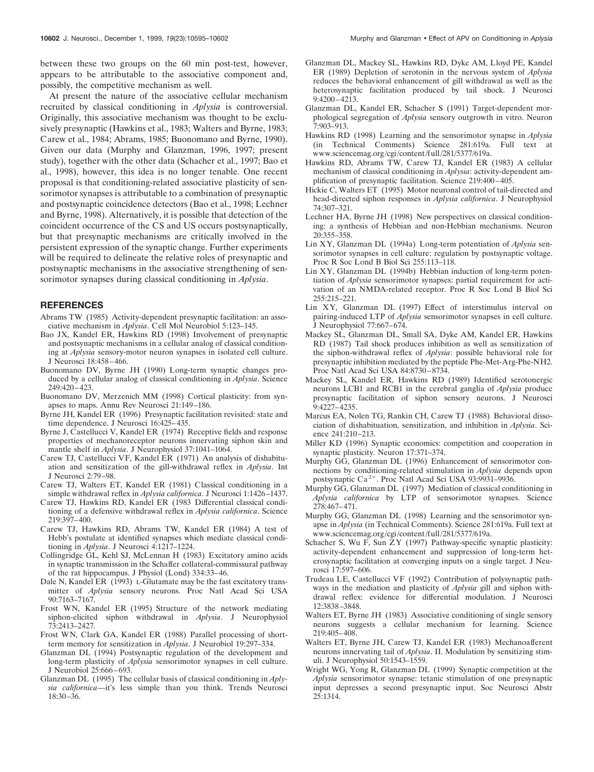between these two groups on the 60 min post-test, however, appears to be attributable to the associative component and, possibly, the competitive mechanism as well.

At present the nature of the associative cellular mechanism recruited by classical conditioning in *Aplysia* is controversial. Originally, this associative mechanism was thought to be exclusively presynaptic (Hawkins et al., 1983; Walters and Byrne, 1983; Carew et al., 1984; Abrams, 1985; Buonomano and Byrne, 1990). Given our data (Murphy and Glanzman, 1996, 1997; present study), together with the other data (Schacher et al., 1997; Bao et al., 1998), however, this idea is no longer tenable. One recent proposal is that conditioning-related associative plasticity of sensorimotor synapses is attributable to a combination of presynaptic and postsynaptic coincidence detectors (Bao et al., 1998; Lechner and Byrne, 1998). Alternatively, it is possible that detection of the coincident occurrence of the CS and US occurs postsynaptically, but that presynaptic mechanisms are critically involved in the persistent expression of the synaptic change. Further experiments will be required to delineate the relative roles of presynaptic and postsynaptic mechanisms in the associative strengthening of sensorimotor synapses during classical conditioning in *Aplysia*.

## REFERENCES

Abrams TW (1985) Activity-dependent presynaptic facilitation: an associative mechanism in *Aplysia*. Cell Mol Neurobiol 5:123–145.

Bao JX, Kandel ER, Hawkins RD (1998) Involvement of presynaptic and postsynaptic mechanisms in a cellular analog of classical conditioning at *Aplysia* sensory-motor neuron synapses in isolated cell culture. J Neurosci 18:458–466.

Buonomano DV, Byrne JH (1990) Long-term synaptic changes produced by a cellular analog of classical conditioning in *Aplysia*. Science 249:420–423.

Buonomano DV, Merzenich MM (1998) Cortical plasticity: from synapses to maps. Annu Rev Neurosci 21:149–186.

Byrne JH, Kandel ER (1996) Presynaptic facilitation revisited: state and time dependence. J Neurosci 16:425–435.

Byrne J, Castellucci V, Kandel ER (1974) Receptive fields and response properties of mechanoreceptor neurons innervating siphon skin and mantle shelf in *Aplysia*. J Neurophysiol 37:1041–1064.

Carew TJ, Castellucci VF, Kandel ER (1971) An analysis of dishabituation and sensitization of the gill-withdrawal reflex in *Aplysia*. Int J Neurosci 2:79–98.

Carew TJ, Walters ET, Kandel ER (1981) Classical conditioning in a simple withdrawal reflex in *Aplysia californica*. J Neurosci 1:1426–1437.

Carew TJ, Hawkins RD, Kandel ER (1983 Differential classical conditioning of a defensive withdrawal reflex in *Aplysia californica*. Science 219:397–400.

Carew TJ, Hawkins RD, Abrams TW, Kandel ER (1984) A test of Hebb's postulate at identified synapses which mediate classical conditioning in *Aplysia*. J Neurosci 4:1217–1224.

Collingridge GL, Kehl SJ, McLennan H (1983) Excitatory amino acids in synaptic transmission in the Schaffer collateral-commissural pathway of the rat hippocampus. J Physiol (Lond) 334:33–46.

Dale N, Kandel ER (1993) L-Glutamate may be the fast excitatory transmitter of *Aplysia* sensory neurons. Proc Natl Acad Sci USA 90:7163–7167.

Frost WN, Kandel ER (1995) Structure of the network mediating siphon-elicited siphon withdrawal in *Aplysia*. J Neurophysiol 73:2413–2427.

Frost WN, Clark GA, Kandel ER (1988) Parallel processing of short-term memory for sensitization in *Aplysia*. J Neurobiol 19:297–334.

Glanzman DL (1994) Postsynaptic regulation of the development and long-term plasticity of *Aplysia* sensorimotor synapses in cell culture. J Neurobiol 25:666–693.

Glanzman DL (1995) The cellular basis of classical conditioning in *Aplysia californica*—it's less simple than you think. Trends Neurosci 18:30–36.

Glanzman DL, Mackey SL, Hawkins RD, Dyke AM, Lloyd PE, Kandel ER (1989) Depletion of serotonin in the nervous system of *Aplysia* reduces the behavioral enhancement of gill withdrawal as well as the heterosynaptic facilitation produced by tail shock. J Neurosci 9:4200–4213.

Glanzman DL, Kandel ER, Schacher S (1991) Target-dependent morphological segregation of *Aplysia* sensory outgrowth in vitro. Neuron 7:903–913.

Hawkins RD (1998) Learning and the sensorimotor synapse in *Aplysia* (in Technical Comments) Science 281:619a. Full text at www.sciencemag.org/cgi/content/full/281/5377/619a.

Hawkins RD, Abrams TW, Carew TJ, Kandel ER (1983) A cellular mechanism of classical conditioning in *Aplysia*: activity-dependent amplification of presynaptic facilitation. Science 219:400–405.

Hickie C, Walters ET (1995) Motor neuronal control of tail-directed and head-directed siphon responses in *Aplysia californica*. J Neurophysiol 74:307–321.

Lechner HA, Byrne JH (1998) New perspectives on classical conditioning: a synthesis of Hebbian and non-Hebbian mechanisms. Neuron 20:355–358.

Lin XY, Glanzman DL (1994a) Long-term potentiation of *Aplysia* sensorimotor synapses in cell culture: regulation by postsynaptic voltage. Proc R Soc Lond B Biol Sci 255:113–118.

Lin XY, Glanzman DL (1994b) Hebbian induction of long-term potentiation of *Aplysia* sensorimotor synapses: partial requirement for activation of an NMDA-related receptor. Proc R Soc Lond B Biol Sci 255:215–221.

Lin XY, Glanzman DL (1997) Effect of interstimulus interval on pairing-induced LTP of *Aplysia* sensorimotor synapses in cell culture. J Neurophysiol 77:667–674.

Mackey SL, Glanzman DL, Small SA, Dyke AM, Kandel ER, Hawkins RD (1987) Tail shock produces inhibition as well as sensitization of the siphon-withdrawal reflex of *Aplysia*: possible behavioral role for presynaptic inhibition mediated by the peptide Phe-Met-Arg-Phe-NH2. Proc Natl Acad Sci USA 84:8730–8734.

Mackey SL, Kandel ER, Hawkins RD (1989) Identified serotonergic neurons LCB1 and RCB1 in the cerebral ganglia of *Aplysia* produce presynaptic facilitation of siphon sensory neurons. J Neurosci 9:4227–4235.

Marcus EA, Nolen TG, Rankin CH, Carew TJ (1988) Behavioral dissociation of dishabituation, sensitization, and inhibition in *Aplysia*. Science 241:210–213.

Miller KD (1996) Synaptic economics: competition and cooperation in synaptic plasticity. Neuron 17:371–374.

Murphy GG, Glanzman DL (1996) Enhancement of sensorimotor connections by conditioning-related stimulation in *Aplysia* depends upon postsynaptic $Ca^{2+}$. Proc Natl Acad Sci USA 93:9931–9936.

Murphy GG, Glanzman DL (1997) Mediation of classical conditioning in *Aplysia californica* by LTP of sensorimotor synapses. Science 278:467–471.

Murphy GG, Glanzman DL (1998) Learning and the sensorimotor synapse in *Aplysia* (in Technical Comments). Science 281:619a. Full text at www.sciencemag.org/cgi/content/full/281/5377/619a.

Schacher S, Wu F, Sun ZY (1997) Pathway-specific synaptic plasticity: activity-dependent enhancement and suppression of long-term heterosynaptic facilitation at converging inputs on a single target. J Neurosci 17:597–606.

Trudeau LE, Castellucci VF (1992) Contribution of polysynaptic pathways in the mediation and plasticity of *Aplysia* gill and siphon withdrawal reflex: evidence for differential modulation. J Neurosci 12:3838–3848.

Walters ET, Byrne JH (1983) Associative conditioning of single sensory neurons suggests a cellular mechanism for learning. Science 219:405–408.

Walters ET, Byrne JH, Carew TJ, Kandel ER (1983) Mechanoafferent neurons innervating tail of *Aplysia*. II. Modulation by sensitizing stimuli. J Neurophysiol 50:1543–1559.

Wright WG, Yong R, Glanzman DL (1999) Synaptic competition at the *Aplysia* sensorimotor synapse: tetanic stimulation of one presynaptic input depresses a second presynaptic input. Soc Neurosci Abstr 25:1314.